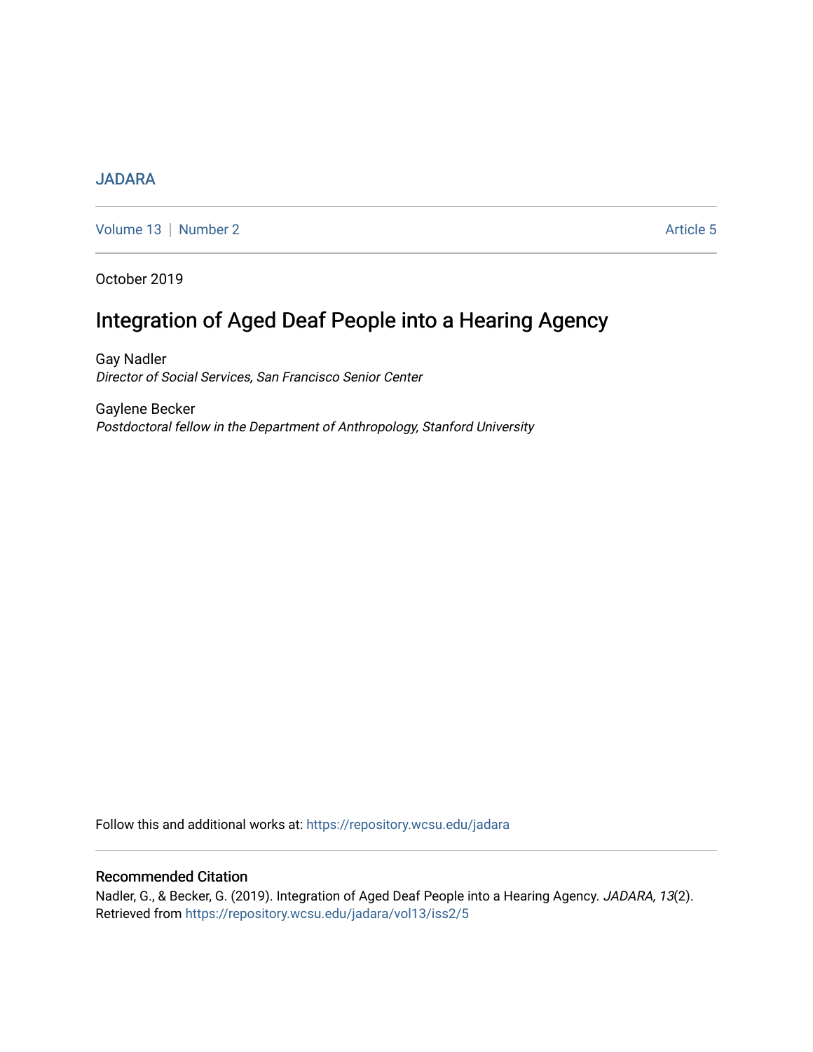JADARA

Volume 13 | Number 2 — Article 5

October 2019

# Integration of Aged Deaf People into a Hearing Agency

Gay Nadler
*Director of Social Services, San Francisco Senior Center*

Gaylene Becker
*Postdoctoral fellow in the Department of Anthropology, Stanford University*

Follow this and additional works at: https://repository.wcsu.edu/jadara

## Recommended Citation

Nadler, G., & Becker, G. (2019). Integration of Aged Deaf People into a Hearing Agency. *JADARA, 13*(2). Retrieved from https://repository.wcsu.edu/jadara/vol13/iss2/5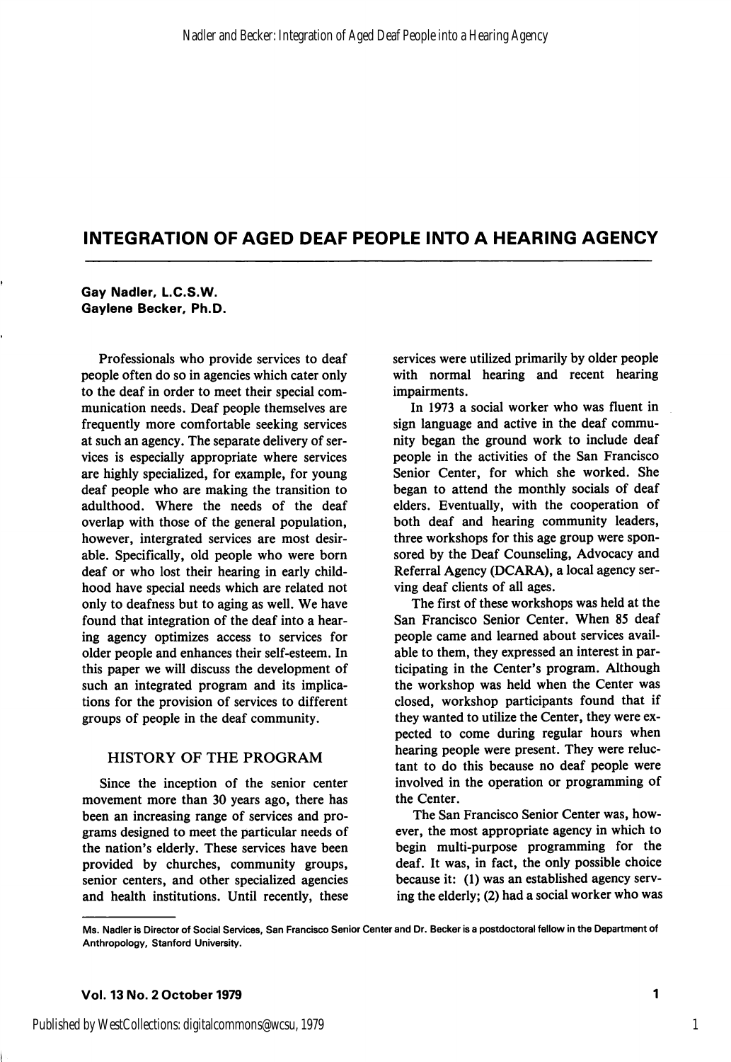# INTEGRATION OF AGED DEAF PEOPLE INTO A HEARING AGENCY

**Gay Nadler, L.C.S.W.**
**Gaylene Becker, Ph.D.**

Professionals who provide services to deaf people often do so in agencies which cater only to the deaf in order to meet their special communication needs. Deaf people themselves are frequently more comfortable seeking services at such an agency. The separate delivery of services is especially appropriate where services are highly specialized, for example, for young deaf people who are making the transition to adulthood. Where the needs of the deaf overlap with those of the general population, however, intergrated services are most desirable. Specifically, old people who were born deaf or who lost their hearing in early childhood have special needs which are related not only to deafness but to aging as well. We have found that integration of the deaf into a hearing agency optimizes access to services for older people and enhances their self-esteem. In this paper we will discuss the development of such an integrated program and its implications for the provision of services to different groups of people in the deaf community.

## HISTORY OF THE PROGRAM

Since the inception of the senior center movement more than 30 years ago, there has been an increasing range of services and programs designed to meet the particular needs of the nation's elderly. These services have been provided by churches, community groups, senior centers, and other specialized agencies and health institutions. Until recently, these services were utilized primarily by older people with normal hearing and recent hearing impairments.

In 1973 a social worker who was fluent in sign language and active in the deaf community began the ground work to include deaf people in the activities of the San Francisco Senior Center, for which she worked. She began to attend the monthly socials of deaf elders. Eventually, with the cooperation of both deaf and hearing community leaders, three workshops for this age group were sponsored by the Deaf Counseling, Advocacy and Referral Agency (DCARA), a local agency serving deaf clients of all ages.

The first of these workshops was held at the San Francisco Senior Center. When 85 deaf people came and learned about services available to them, they expressed an interest in participating in the Center's program. Although the workshop was held when the Center was closed, workshop participants found that if they wanted to utilize the Center, they were expected to come during regular hours when hearing people were present. They were reluctant to do this because no deaf people were involved in the operation or programming of the Center.

The San Francisco Senior Center was, however, the most appropriate agency in which to begin multi-purpose programming for the deaf. It was, in fact, the only possible choice because it: (1) was an established agency serving the elderly; (2) had a social worker who was

---

Ms. Nadler is Director of Social Services, San Francisco Senior Center and Dr. Becker is a postdoctoral fellow in the Department of Anthropology, Stanford University.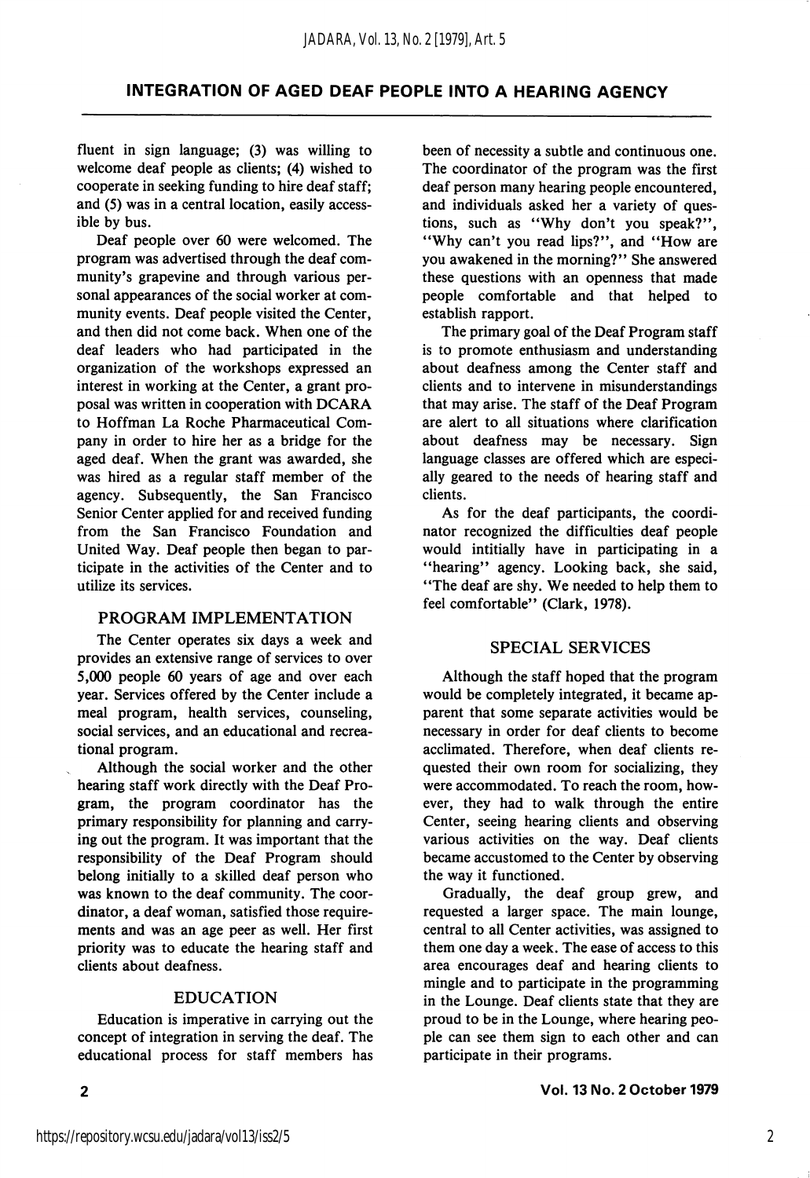fluent in sign language; (3) was willing to welcome deaf people as clients; (4) wished to cooperate in seeking funding to hire deaf staff; and (5) was in a central location, easily accessible by bus.

Deaf people over 60 were welcomed. The program was advertised through the deaf community's grapevine and through various personal appearances of the social worker at community events. Deaf people visited the Center, and then did not come back. When one of the deaf leaders who had participated in the organization of the workshops expressed an interest in working at the Center, a grant proposal was written in cooperation with DCARA to Hoffman La Roche Pharmaceutical Company in order to hire her as a bridge for the aged deaf. When the grant was awarded, she was hired as a regular staff member of the agency. Subsequently, the San Francisco Senior Center applied for and received funding from the San Francisco Foundation and United Way. Deaf people then began to participate in the activities of the Center and to utilize its services.

## PROGRAM IMPLEMENTATION

The Center operates six days a week and provides an extensive range of services to over 5,000 people 60 years of age and over each year. Services offered by the Center include a meal program, health services, counseling, social services, and an educational and recreational program.

Although the social worker and the other hearing staff work directly with the Deaf Program, the program coordinator has the primary responsibility for planning and carrying out the program. It was important that the responsibility of the Deaf Program should belong initially to a skilled deaf person who was known to the deaf community. The coordinator, a deaf woman, satisfied those requirements and was an age peer as well. Her first priority was to educate the hearing staff and clients about deafness.

## EDUCATION

Education is imperative in carrying out the concept of integration in serving the deaf. The educational process for staff members has been of necessity a subtle and continuous one. The coordinator of the program was the first deaf person many hearing people encountered, and individuals asked her a variety of questions, such as "Why don't you speak?", "Why can't you read lips?", and "How are you awakened in the morning?" She answered these questions with an openness that made people comfortable and that helped to establish rapport.

The primary goal of the Deaf Program staff is to promote enthusiasm and understanding about deafness among the Center staff and clients and to intervene in misunderstandings that may arise. The staff of the Deaf Program are alert to all situations where clarification about deafness may be necessary. Sign language classes are offered which are especially geared to the needs of hearing staff and clients.

As for the deaf participants, the coordinator recognized the difficulties deaf people would intitially have in participating in a "hearing" agency. Looking back, she said, "The deaf are shy. We needed to help them to feel comfortable" (Clark, 1978).

## SPECIAL SERVICES

Although the staff hoped that the program would be completely integrated, it became apparent that some separate activities would be necessary in order for deaf clients to become acclimated. Therefore, when deaf clients requested their own room for socializing, they were accommodated. To reach the room, however, they had to walk through the entire Center, seeing hearing clients and observing various activities on the way. Deaf clients became accustomed to the Center by observing the way it functioned.

Gradually, the deaf group grew, and requested a larger space. The main lounge, central to all Center activities, was assigned to them one day a week. The ease of access to this area encourages deaf and hearing clients to mingle and to participate in the programming in the Lounge. Deaf clients state that they are proud to be in the Lounge, where hearing people can see them sign to each other and can participate in their programs.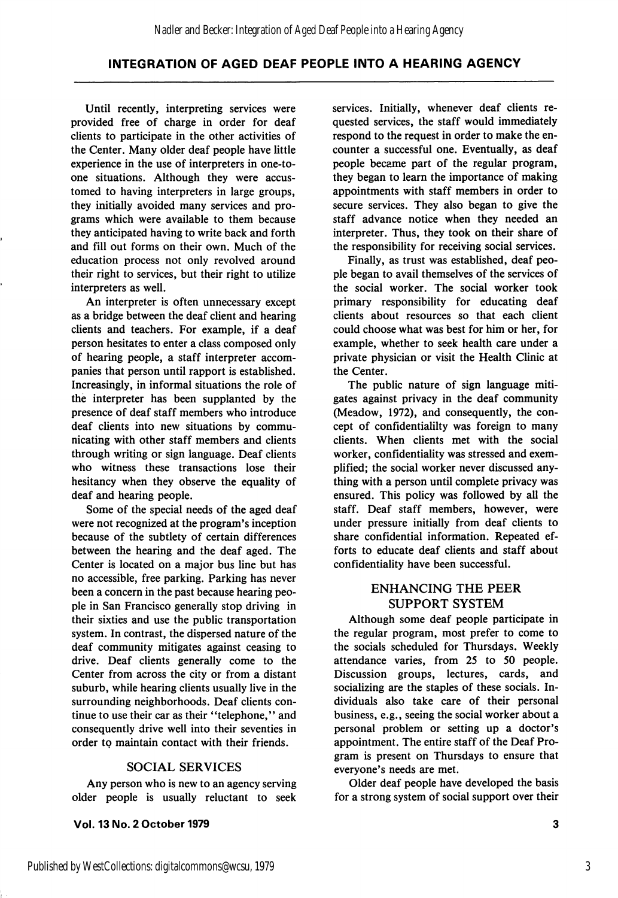Until recently, interpreting services were provided free of charge in order for deaf clients to participate in the other activities of the Center. Many older deaf people have little experience in the use of interpreters in one-to-one situations. Although they were accustomed to having interpreters in large groups, they initially avoided many services and programs which were available to them because they anticipated having to write back and forth and fill out forms on their own. Much of the education process not only revolved around their right to services, but their right to utilize interpreters as well.

An interpreter is often unnecessary except as a bridge between the deaf client and hearing clients and teachers. For example, if a deaf person hesitates to enter a class composed only of hearing people, a staff interpreter accompanies that person until rapport is established. Increasingly, in informal situations the role of the interpreter has been supplanted by the presence of deaf staff members who introduce deaf clients into new situations by communicating with other staff members and clients through writing or sign language. Deaf clients who witness these transactions lose their hesitancy when they observe the equality of deaf and hearing people.

Some of the special needs of the aged deaf were not recognized at the program's inception because of the subtlety of certain differences between the hearing and the deaf aged. The Center is located on a major bus line but has no accessible, free parking. Parking has never been a concern in the past because hearing people in San Francisco generally stop driving in their sixties and use the public transportation system. In contrast, the dispersed nature of the deaf community mitigates against ceasing to drive. Deaf clients generally come to the Center from across the city or from a distant suburb, while hearing clients usually live in the surrounding neighborhoods. Deaf clients continue to use their car as their "telephone," and consequently drive well into their seventies in order to maintain contact with their friends.

## SOCIAL SERVICES

Any person who is new to an agency serving older people is usually reluctant to seek services. Initially, whenever deaf clients requested services, the staff would immediately respond to the request in order to make the encounter a successful one. Eventually, as deaf people became part of the regular program, they began to learn the importance of making appointments with staff members in order to secure services. They also began to give the staff advance notice when they needed an interpreter. Thus, they took on their share of the responsibility for receiving social services.

Finally, as trust was established, deaf people began to avail themselves of the services of the social worker. The social worker took primary responsibility for educating deaf clients about resources so that each client could choose what was best for him or her, for example, whether to seek health care under a private physician or visit the Health Clinic at the Center.

The public nature of sign language mitigates against privacy in the deaf community (Meadow, 1972), and consequently, the concept of confidentialilty was foreign to many clients. When clients met with the social worker, confidentiality was stressed and exemplified; the social worker never discussed anything with a person until complete privacy was ensured. This policy was followed by all the staff. Deaf staff members, however, were under pressure initially from deaf clients to share confidential information. Repeated efforts to educate deaf clients and staff about confidentiality have been successful.

## ENHANCING THE PEER SUPPORT SYSTEM

Although some deaf people participate in the regular program, most prefer to come to the socials scheduled for Thursdays. Weekly attendance varies, from 25 to 50 people. Discussion groups, lectures, cards, and socializing are the staples of these socials. Individuals also take care of their personal business, e.g., seeing the social worker about a personal problem or setting up a doctor's appointment. The entire staff of the Deaf Program is present on Thursdays to ensure that everyone's needs are met.

Older deaf people have developed the basis for a strong system of social support over their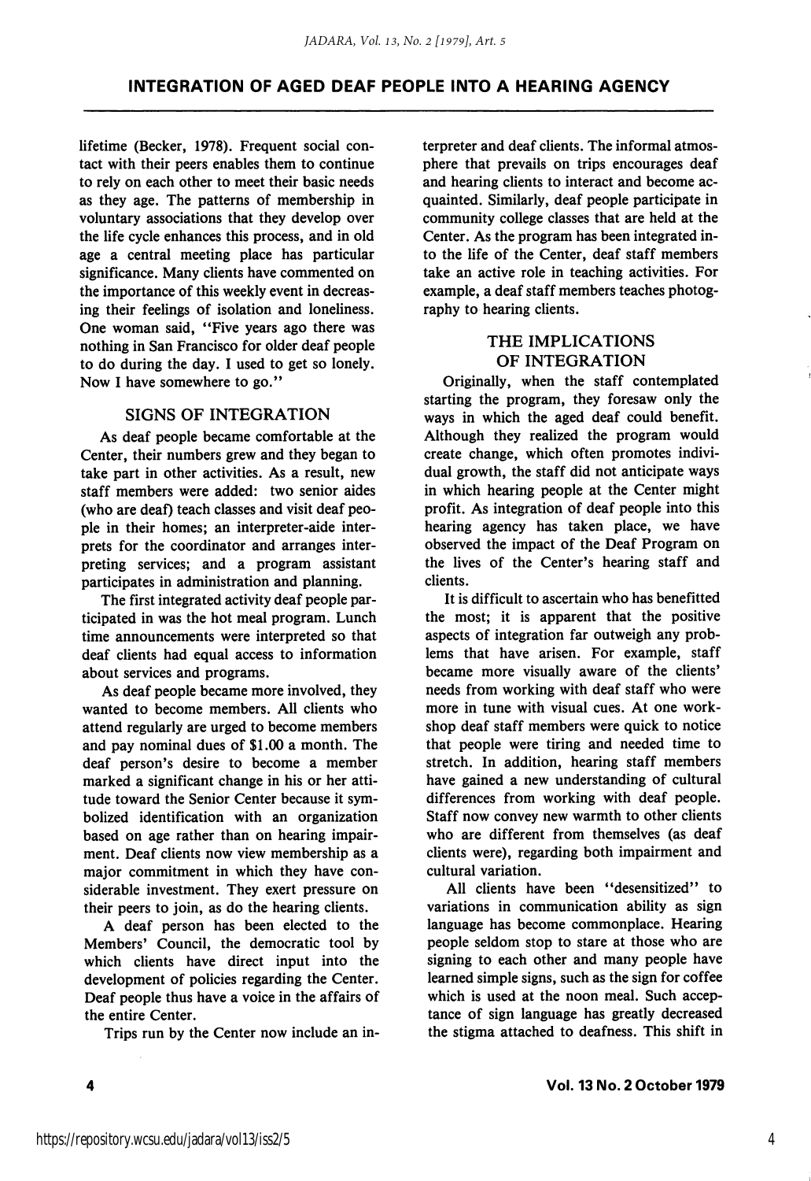lifetime (Becker, 1978). Frequent social contact with their peers enables them to continue to rely on each other to meet their basic needs as they age. The patterns of membership in voluntary associations that they develop over the life cycle enhances this process, and in old age a central meeting place has particular significance. Many clients have commented on the importance of this weekly event in decreasing their feelings of isolation and loneliness. One woman said, "Five years ago there was nothing in San Francisco for older deaf people to do during the day. I used to get so lonely. Now I have somewhere to go."

## SIGNS OF INTEGRATION

As deaf people became comfortable at the Center, their numbers grew and they began to take part in other activities. As a result, new staff members were added: two senior aides (who are deaf) teach classes and visit deaf people in their homes; an interpreter-aide interprets for the coordinator and arranges interpreting services; and a program assistant participates in administration and planning.

The first integrated activity deaf people participated in was the hot meal program. Lunch time announcements were interpreted so that deaf clients had equal access to information about services and programs.

As deaf people became more involved, they wanted to become members. All clients who attend regularly are urged to become members and pay nominal dues of $1.00 a month. The deaf person's desire to become a member marked a significant change in his or her attitude toward the Senior Center because it symbolized identification with an organization based on age rather than on hearing impairment. Deaf clients now view membership as a major commitment in which they have considerable investment. They exert pressure on their peers to join, as do the hearing clients.

A deaf person has been elected to the Members' Council, the democratic tool by which clients have direct input into the development of policies regarding the Center. Deaf people thus have a voice in the affairs of the entire Center.

Trips run by the Center now include an interpreter and deaf clients. The informal atmosphere that prevails on trips encourages deaf and hearing clients to interact and become acquainted. Similarly, deaf people participate in community college classes that are held at the Center. As the program has been integrated into the life of the Center, deaf staff members take an active role in teaching activities. For example, a deaf staff members teaches photography to hearing clients.

## THE IMPLICATIONS OF INTEGRATION

Originally, when the staff contemplated starting the program, they foresaw only the ways in which the aged deaf could benefit. Although they realized the program would create change, which often promotes individual growth, the staff did not anticipate ways in which hearing people at the Center might profit. As integration of deaf people into this hearing agency has taken place, we have observed the impact of the Deaf Program on the lives of the Center's hearing staff and clients.

It is difficult to ascertain who has benefitted the most; it is apparent that the positive aspects of integration far outweigh any problems that have arisen. For example, staff became more visually aware of the clients' needs from working with deaf staff who were more in tune with visual cues. At one workshop deaf staff members were quick to notice that people were tiring and needed time to stretch. In addition, hearing staff members have gained a new understanding of cultural differences from working with deaf people. Staff now convey new warmth to other clients who are different from themselves (as deaf clients were), regarding both impairment and cultural variation.

All clients have been "desensitized" to variations in communication ability as sign language has become commonplace. Hearing people seldom stop to stare at those who are signing to each other and many people have learned simple signs, such as the sign for coffee which is used at the noon meal. Such acceptance of sign language has greatly decreased the stigma attached to deafness. This shift in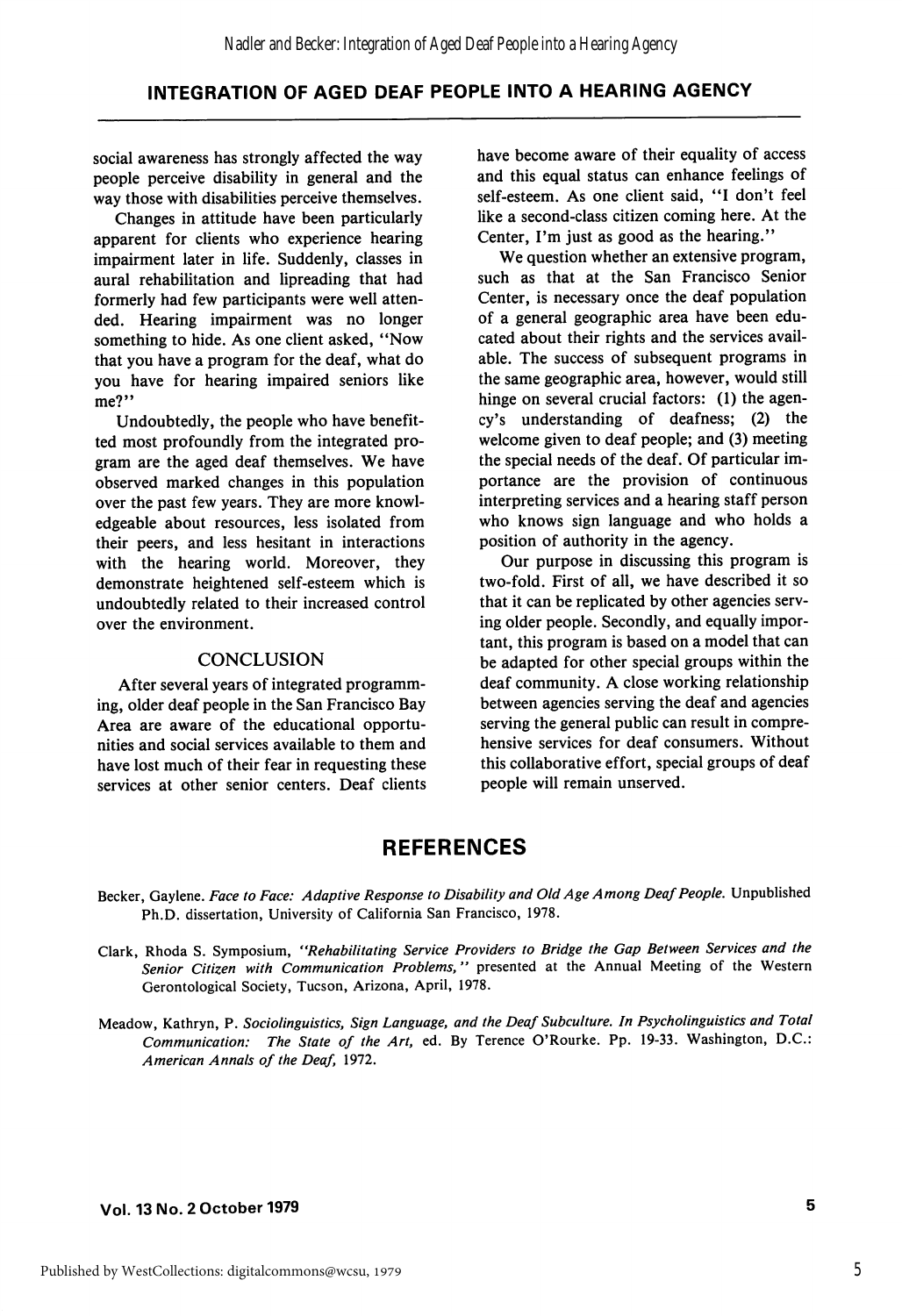social awareness has strongly affected the way people perceive disability in general and the way those with disabilities perceive themselves.

Changes in attitude have been particularly apparent for clients who experience hearing impairment later in life. Suddenly, classes in aural rehabilitation and lipreading that had formerly had few participants were well attended. Hearing impairment was no longer something to hide. As one client asked, "Now that you have a program for the deaf, what do you have for hearing impaired seniors like me?"

Undoubtedly, the people who have benefitted most profoundly from the integrated program are the aged deaf themselves. We have observed marked changes in this population over the past few years. They are more knowledgeable about resources, less isolated from their peers, and less hesitant in interactions with the hearing world. Moreover, they demonstrate heightened self-esteem which is undoubtedly related to their increased control over the environment.

## CONCLUSION

After several years of integrated programming, older deaf people in the San Francisco Bay Area are aware of the educational opportunities and social services available to them and have lost much of their fear in requesting these services at other senior centers. Deaf clients have become aware of their equality of access and this equal status can enhance feelings of self-esteem. As one client said, "I don't feel like a second-class citizen coming here. At the Center, I'm just as good as the hearing."

We question whether an extensive program, such as that at the San Francisco Senior Center, is necessary once the deaf population of a general geographic area have been educated about their rights and the services available. The success of subsequent programs in the same geographic area, however, would still hinge on several crucial factors: (1) the agency's understanding of deafness; (2) the welcome given to deaf people; and (3) meeting the special needs of the deaf. Of particular importance are the provision of continuous interpreting services and a hearing staff person who knows sign language and who holds a position of authority in the agency.

Our purpose in discussing this program is two-fold. First of all, we have described it so that it can be replicated by other agencies serving older people. Secondly, and equally important, this program is based on a model that can be adapted for other special groups within the deaf community. A close working relationship between agencies serving the deaf and agencies serving the general public can result in comprehensive services for deaf consumers. Without this collaborative effort, special groups of deaf people will remain unserved.

## REFERENCES

Becker, Gaylene. *Face to Face: Adaptive Response to Disability and Old Age Among Deaf People.* Unpublished Ph.D. dissertation, University of California San Francisco, 1978.

Clark, Rhoda S. Symposium, *"Rehabilitating Service Providers to Bridge the Gap Between Services and the Senior Citizen with Communication Problems,"* presented at the Annual Meeting of the Western Gerontological Society, Tucson, Arizona, April, 1978.

Meadow, Kathryn, P. *Sociolinguistics, Sign Language, and the Deaf Subculture. In Psycholinguistics and Total Communication: The State of the Art,* ed. By Terence O'Rourke. Pp. 19-33. Washington, D.C.: *American Annals of the Deaf,* 1972.